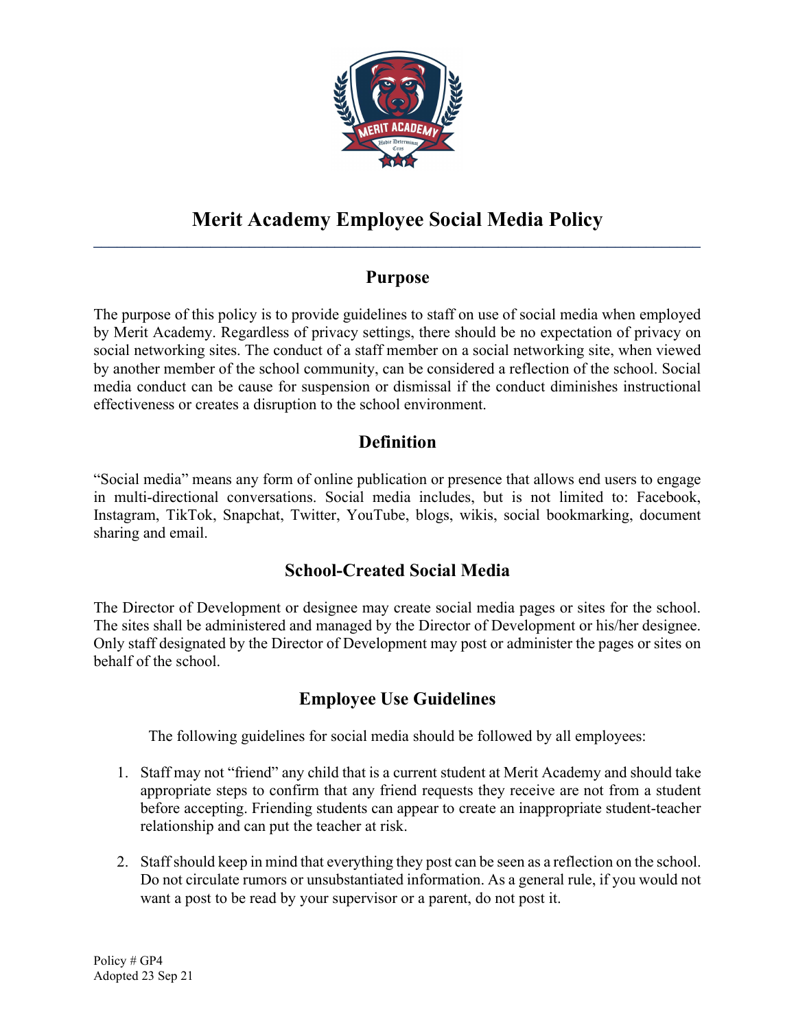# Merit Academy Employee Social Media Policy

## Purpose

The purpose of this policy is to provide guidelines to staff on use of social media when employed by Merit Academy. Regardless of privacy settings, there should be no expectation of privacy on social networking sites. The conduct of a staff member on a social networking site, when viewed by another member of the school community, can be considered a reflection of the school. Social media conduct can be cause for suspension or dismissal if the conduct diminishes instructional effectiveness or creates a disruption to the school environment.

## Definition

"Social media" means any form of online publication or presence that allows end users to engage in multi-directional conversations. Social media includes, but is not limited to: Facebook, Instagram, TikTok, Snapchat, Twitter, YouTube, blogs, wikis, social bookmarking, document sharing and email.

## School-Created Social Media

The Director of Development or designee may create social media pages or sites for the school. The sites shall be administered and managed by the Director of Development or his/her designee. Only staff designated by the Director of Development may post or administer the pages or sites on behalf of the school.

## Employee Use Guidelines

The following guidelines for social media should be followed by all employees:

1. Staff may not "friend" any child that is a current student at Merit Academy and should take appropriate steps to confirm that any friend requests they receive are not from a student before accepting. Friending students can appear to create an inappropriate student-teacher relationship and can put the teacher at risk.

2. Staff should keep in mind that everything they post can be seen as a reflection on the school. Do not circulate rumors or unsubstantiated information. As a general rule, if you would not want a post to be read by your supervisor or a parent, do not post it.

Policy # GP4
Adopted 23 Sep 21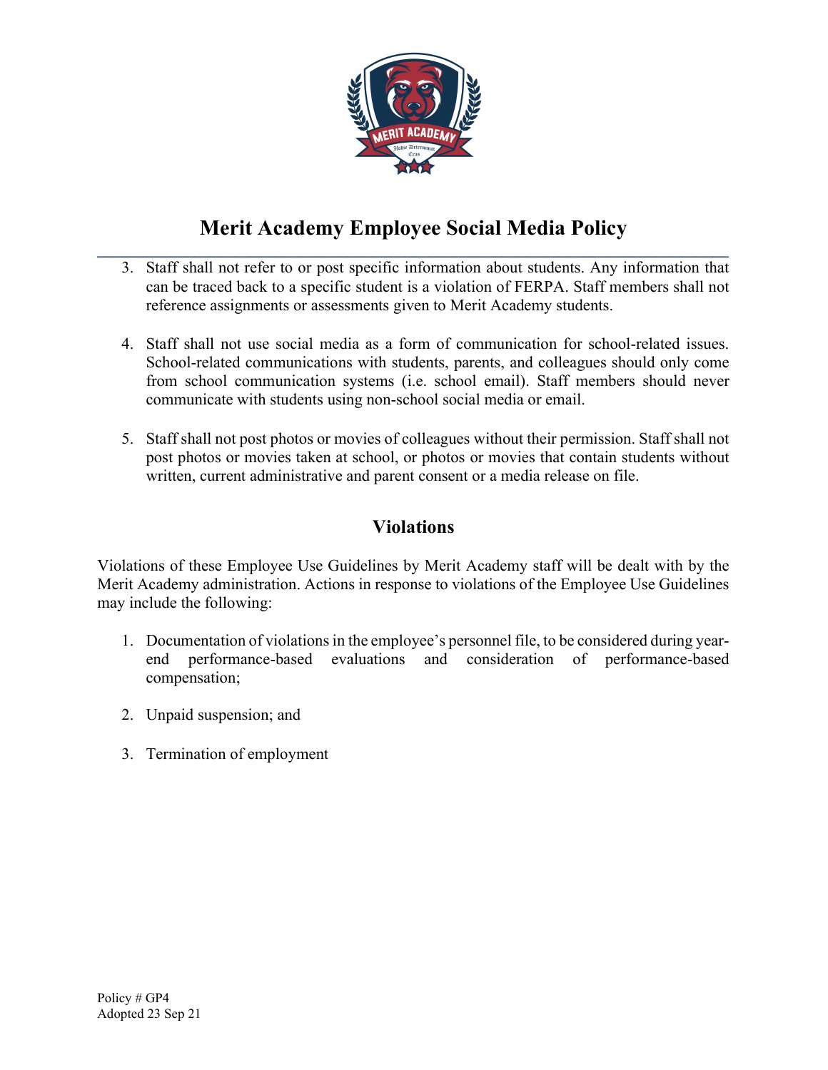# Merit Academy Employee Social Media Policy

3. Staff shall not refer to or post specific information about students. Any information that can be traced back to a specific student is a violation of FERPA. Staff members shall not reference assignments or assessments given to Merit Academy students.

4. Staff shall not use social media as a form of communication for school-related issues. School-related communications with students, parents, and colleagues should only come from school communication systems (i.e. school email). Staff members should never communicate with students using non-school social media or email.

5. Staff shall not post photos or movies of colleagues without their permission. Staff shall not post photos or movies taken at school, or photos or movies that contain students without written, current administrative and parent consent or a media release on file.

## Violations

Violations of these Employee Use Guidelines by Merit Academy staff will be dealt with by the Merit Academy administration. Actions in response to violations of the Employee Use Guidelines may include the following:

1. Documentation of violations in the employee's personnel file, to be considered during year-end performance-based evaluations and consideration of performance-based compensation;

2. Unpaid suspension; and

3. Termination of employment

Policy # GP4
Adopted 23 Sep 21